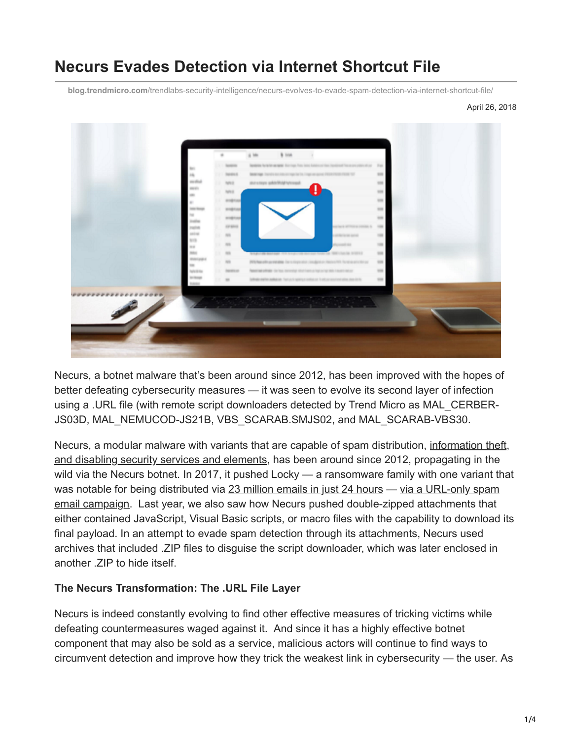# Necurs Evades Detection via Internet Shortcut File

blog.trendmicro.com/trendlabs-security-intelligence/necurs-evolves-to-evade-spam-detection-via-internet-shortcut-file/

April 26, 2018

Necurs, a botnet malware that's been around since 2012, has been improved with the hopes of better defeating cybersecurity measures — it was seen to evolve its second layer of infection using a .URL file (with remote script downloaders detected by Trend Micro as MAL_CERBER-JS03D, MAL_NEMUCOD-JS21B, VBS_SCARAB.SMJS02, and MAL_SCARAB-VBS30.

Necurs, a modular malware with variants that are capable of spam distribution, information theft, and disabling security services and elements, has been around since 2012, propagating in the wild via the Necurs botnet. In 2017, it pushed Locky — a ransomware family with one variant that was notable for being distributed via 23 million emails in just 24 hours — via a URL-only spam email campaign. Last year, we also saw how Necurs pushed double-zipped attachments that either contained JavaScript, Visual Basic scripts, or macro files with the capability to download its final payload. In an attempt to evade spam detection through its attachments, Necurs used archives that included .ZIP files to disguise the script downloader, which was later enclosed in another .ZIP to hide itself.

**The Necurs Transformation: The .URL File Layer**

Necurs is indeed constantly evolving to find other effective measures of tricking victims while defeating countermeasures waged against it. And since it has a highly effective botnet component that may also be sold as a service, malicious actors will continue to find ways to circumvent detection and improve how they trick the weakest link in cybersecurity — the user. As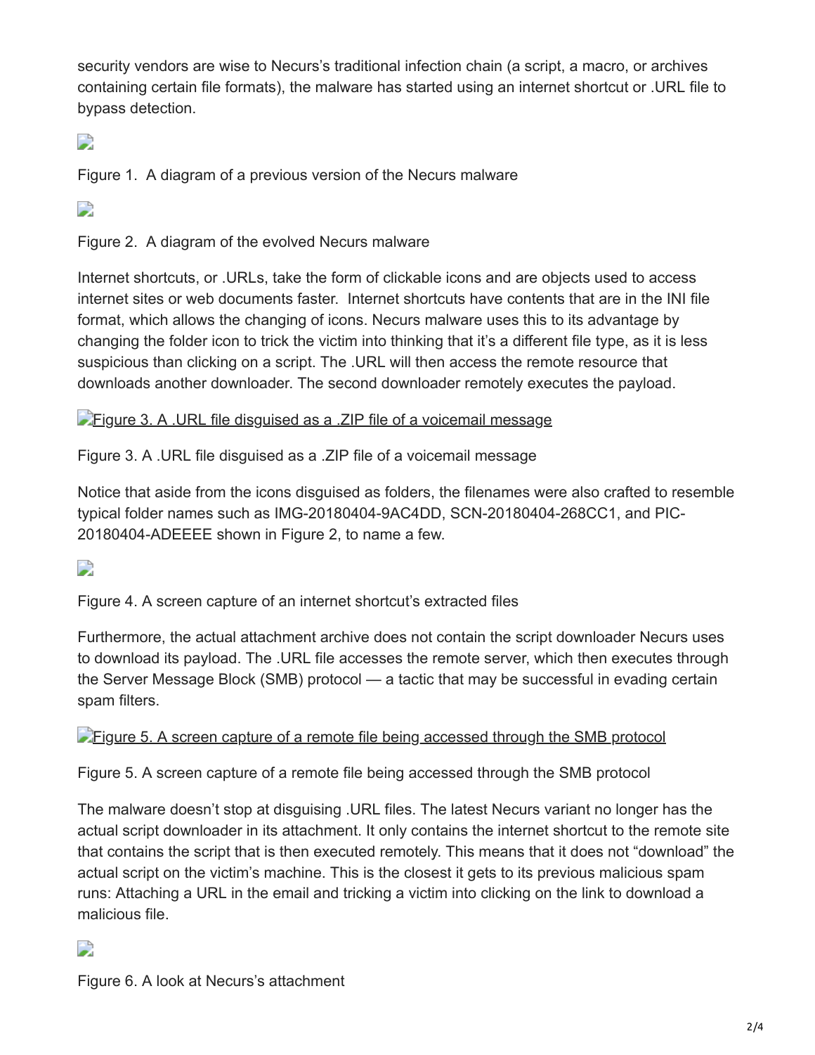security vendors are wise to Necurs's traditional infection chain (a script, a macro, or archives containing certain file formats), the malware has started using an internet shortcut or .URL file to bypass detection.

Figure 1. A diagram of a previous version of the Necurs malware

Figure 2. A diagram of the evolved Necurs malware

Internet shortcuts, or .URLs, take the form of clickable icons and are objects used to access internet sites or web documents faster. Internet shortcuts have contents that are in the INI file format, which allows the changing of icons. Necurs malware uses this to its advantage by changing the folder icon to trick the victim into thinking that it's a different file type, as it is less suspicious than clicking on a script. The .URL will then access the remote resource that downloads another downloader. The second downloader remotely executes the payload.

Figure 3. A .URL file disguised as a .ZIP file of a voicemail message

Notice that aside from the icons disguised as folders, the filenames were also crafted to resemble typical folder names such as IMG-20180404-9AC4DD, SCN-20180404-268CC1, and PIC-20180404-ADEEEE shown in Figure 2, to name a few.

Figure 4. A screen capture of an internet shortcut's extracted files

Furthermore, the actual attachment archive does not contain the script downloader Necurs uses to download its payload. The .URL file accesses the remote server, which then executes through the Server Message Block (SMB) protocol — a tactic that may be successful in evading certain spam filters.

Figure 5. A screen capture of a remote file being accessed through the SMB protocol

The malware doesn't stop at disguising .URL files. The latest Necurs variant no longer has the actual script downloader in its attachment. It only contains the internet shortcut to the remote site that contains the script that is then executed remotely. This means that it does not "download" the actual script on the victim's machine. This is the closest it gets to its previous malicious spam runs: Attaching a URL in the email and tricking a victim into clicking on the link to download a malicious file.

Figure 6. A look at Necurs's attachment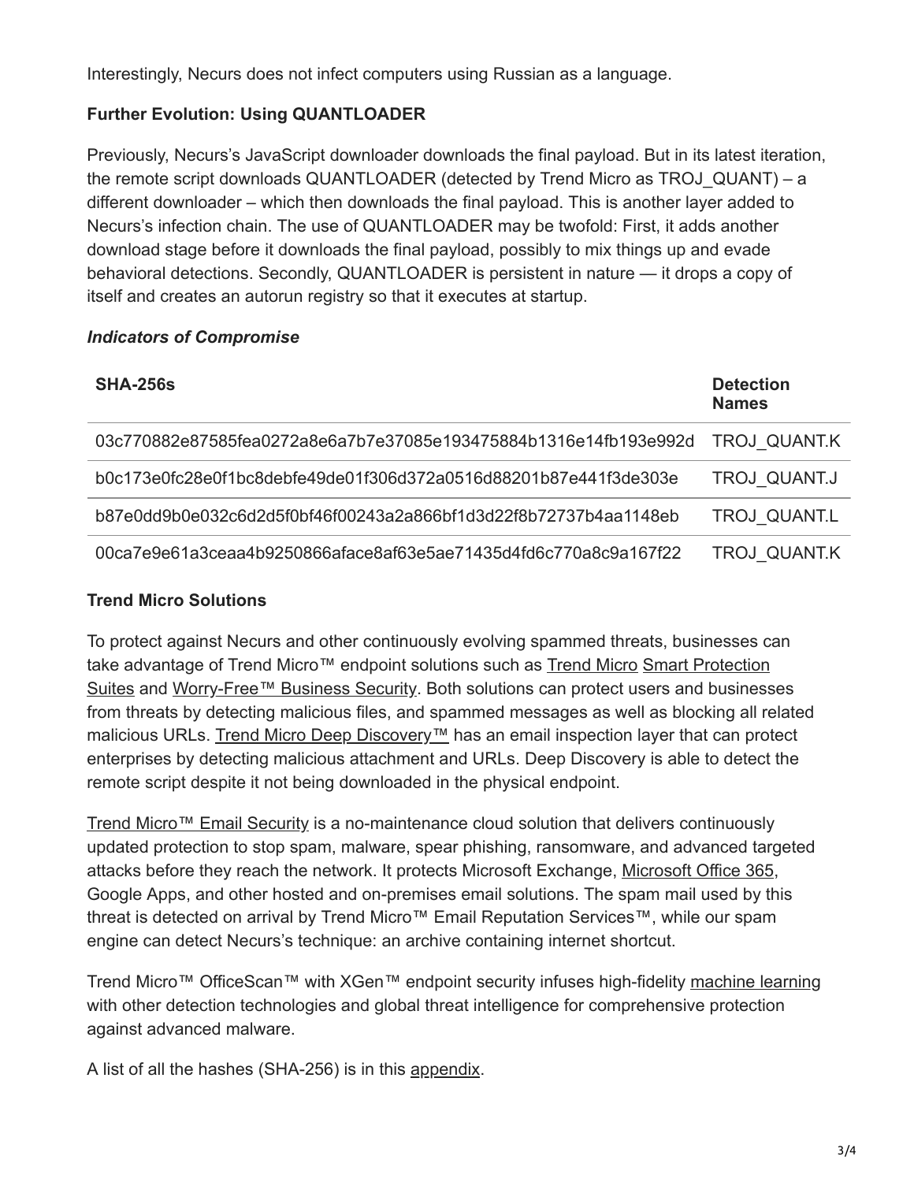Interestingly, Necurs does not infect computers using Russian as a language.

**Further Evolution: Using QUANTLOADER**

Previously, Necurs's JavaScript downloader downloads the final payload. But in its latest iteration, the remote script downloads QUANTLOADER (detected by Trend Micro as TROJ_QUANT) – a different downloader – which then downloads the final payload. This is another layer added to Necurs's infection chain. The use of QUANTLOADER may be twofold: First, it adds another download stage before it downloads the final payload, possibly to mix things up and evade behavioral detections. Secondly, QUANTLOADER is persistent in nature — it drops a copy of itself and creates an autorun registry so that it executes at startup.

***Indicators of Compromise***

| SHA-256s | Detection Names |
| --- | --- |
| 03c770882e87585fea0272a8e6a7b7e37085e193475884b1316e14fb193e992d | TROJ_QUANT.K |
| b0c173e0fc28e0f1bc8debfe49de01f306d372a0516d88201b87e441f3de303e | TROJ_QUANT.J |
| b87e0dd9b0e032c6d2d5f0bf46f00243a2a866bf1d3d22f8b72737b4aa1148eb | TROJ_QUANT.L |
| 00ca7e9e61a3ceaa4b9250866aface8af63e5ae71435d4fd6c770a8c9a167f22 | TROJ_QUANT.K |

**Trend Micro Solutions**

To protect against Necurs and other continuously evolving spammed threats, businesses can take advantage of Trend Micro™ endpoint solutions such as Trend Micro Smart Protection Suites and Worry-Free™ Business Security. Both solutions can protect users and businesses from threats by detecting malicious files, and spammed messages as well as blocking all related malicious URLs. Trend Micro Deep Discovery™ has an email inspection layer that can protect enterprises by detecting malicious attachment and URLs. Deep Discovery is able to detect the remote script despite it not being downloaded in the physical endpoint.

Trend Micro™ Email Security is a no-maintenance cloud solution that delivers continuously updated protection to stop spam, malware, spear phishing, ransomware, and advanced targeted attacks before they reach the network. It protects Microsoft Exchange, Microsoft Office 365, Google Apps, and other hosted and on-premises email solutions. The spam mail used by this threat is detected on arrival by Trend Micro™ Email Reputation Services™, while our spam engine can detect Necurs's technique: an archive containing internet shortcut.

Trend Micro™ OfficeScan™ with XGen™ endpoint security infuses high-fidelity machine learning with other detection technologies and global threat intelligence for comprehensive protection against advanced malware.

A list of all the hashes (SHA-256) is in this appendix.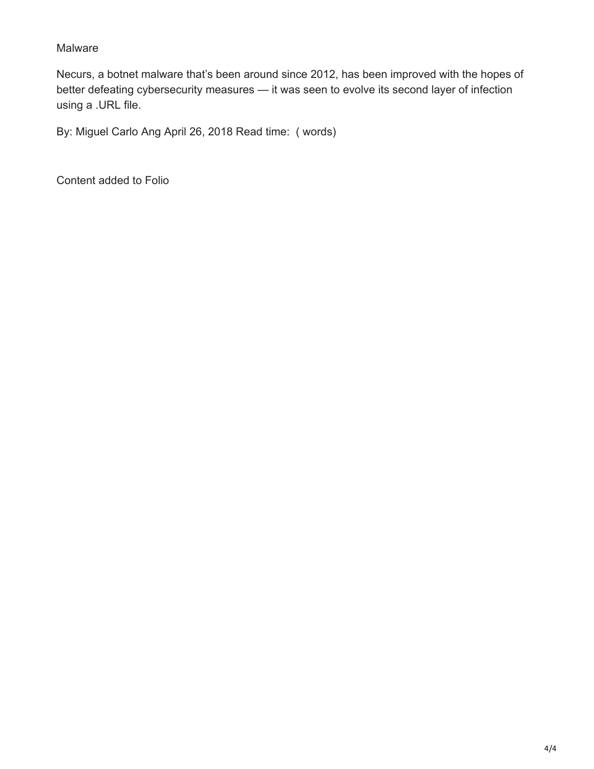Malware

Necurs, a botnet malware that's been around since 2012, has been improved with the hopes of better defeating cybersecurity measures — it was seen to evolve its second layer of infection using a .URL file.

By: Miguel Carlo Ang April 26, 2018 Read time: ( words)

Content added to Folio